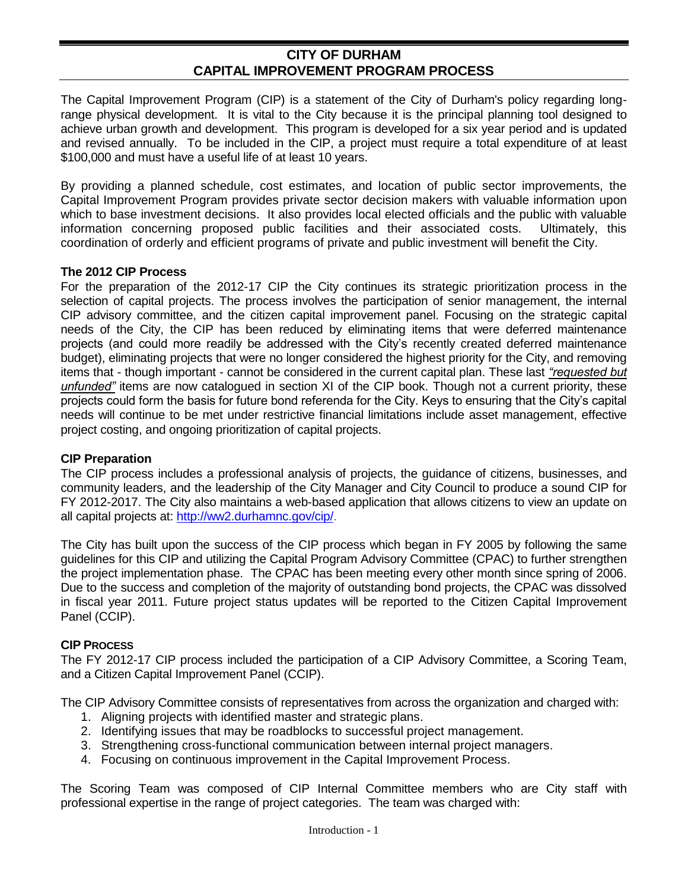# CITY OF DURHAM
# CAPITAL IMPROVEMENT PROGRAM PROCESS

The Capital Improvement Program (CIP) is a statement of the City of Durham's policy regarding long-range physical development. It is vital to the City because it is the principal planning tool designed to achieve urban growth and development. This program is developed for a six year period and is updated and revised annually. To be included in the CIP, a project must require a total expenditure of at least \$100,000 and must have a useful life of at least 10 years.

By providing a planned schedule, cost estimates, and location of public sector improvements, the Capital Improvement Program provides private sector decision makers with valuable information upon which to base investment decisions. It also provides local elected officials and the public with valuable information concerning proposed public facilities and their associated costs. Ultimately, this coordination of orderly and efficient programs of private and public investment will benefit the City.

**The 2012 CIP Process**

For the preparation of the 2012-17 CIP the City continues its strategic prioritization process in the selection of capital projects. The process involves the participation of senior management, the internal CIP advisory committee, and the citizen capital improvement panel. Focusing on the strategic capital needs of the City, the CIP has been reduced by eliminating items that were deferred maintenance projects (and could more readily be addressed with the City's recently created deferred maintenance budget), eliminating projects that were no longer considered the highest priority for the City, and removing items that - though important - cannot be considered in the current capital plan. These last ***"requested but unfunded"*** items are now catalogued in section XI of the CIP book. Though not a current priority, these projects could form the basis for future bond referenda for the City. Keys to ensuring that the City's capital needs will continue to be met under restrictive financial limitations include asset management, effective project costing, and ongoing prioritization of capital projects.

**CIP Preparation**

The CIP process includes a professional analysis of projects, the guidance of citizens, businesses, and community leaders, and the leadership of the City Manager and City Council to produce a sound CIP for FY 2012-2017. The City also maintains a web-based application that allows citizens to view an update on all capital projects at: http://ww2.durhamnc.gov/cip/.

The City has built upon the success of the CIP process which began in FY 2005 by following the same guidelines for this CIP and utilizing the Capital Program Advisory Committee (CPAC) to further strengthen the project implementation phase. The CPAC has been meeting every other month since spring of 2006. Due to the success and completion of the majority of outstanding bond projects, the CPAC was dissolved in fiscal year 2011. Future project status updates will be reported to the Citizen Capital Improvement Panel (CCIP).

**CIP PROCESS**

The FY 2012-17 CIP process included the participation of a CIP Advisory Committee, a Scoring Team, and a Citizen Capital Improvement Panel (CCIP).

The CIP Advisory Committee consists of representatives from across the organization and charged with:

1. Aligning projects with identified master and strategic plans.
2. Identifying issues that may be roadblocks to successful project management.
3. Strengthening cross-functional communication between internal project managers.
4. Focusing on continuous improvement in the Capital Improvement Process.

The Scoring Team was composed of CIP Internal Committee members who are City staff with professional expertise in the range of project categories. The team was charged with: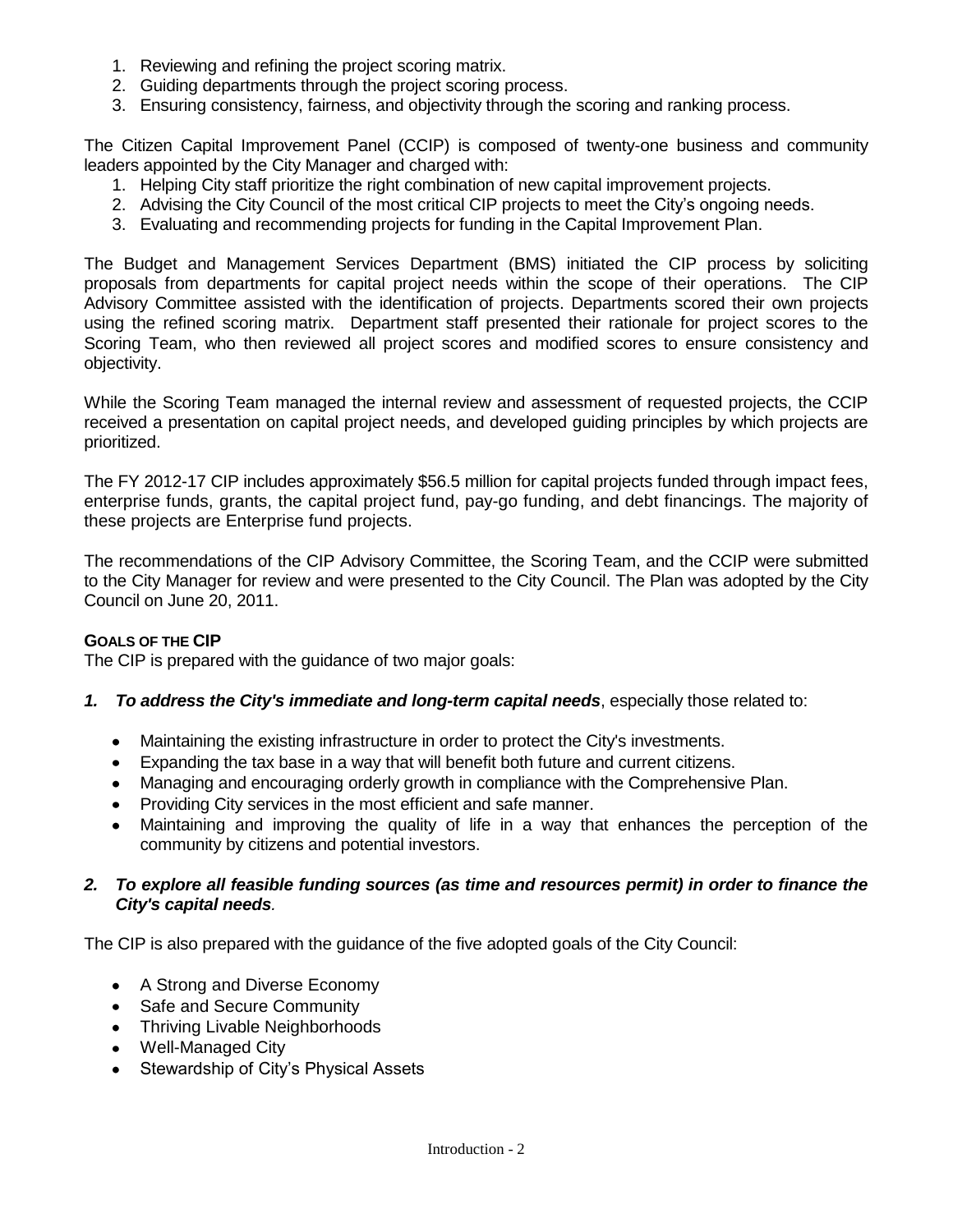1. Reviewing and refining the project scoring matrix.
2. Guiding departments through the project scoring process.
3. Ensuring consistency, fairness, and objectivity through the scoring and ranking process.

The Citizen Capital Improvement Panel (CCIP) is composed of twenty-one business and community leaders appointed by the City Manager and charged with:

1. Helping City staff prioritize the right combination of new capital improvement projects.
2. Advising the City Council of the most critical CIP projects to meet the City's ongoing needs.
3. Evaluating and recommending projects for funding in the Capital Improvement Plan.

The Budget and Management Services Department (BMS) initiated the CIP process by soliciting proposals from departments for capital project needs within the scope of their operations. The CIP Advisory Committee assisted with the identification of projects. Departments scored their own projects using the refined scoring matrix. Department staff presented their rationale for project scores to the Scoring Team, who then reviewed all project scores and modified scores to ensure consistency and objectivity.

While the Scoring Team managed the internal review and assessment of requested projects, the CCIP received a presentation on capital project needs, and developed guiding principles by which projects are prioritized.

The FY 2012-17 CIP includes approximately $56.5 million for capital projects funded through impact fees, enterprise funds, grants, the capital project fund, pay-go funding, and debt financings. The majority of these projects are Enterprise fund projects.

The recommendations of the CIP Advisory Committee, the Scoring Team, and the CCIP were submitted to the City Manager for review and were presented to the City Council. The Plan was adopted by the City Council on June 20, 2011.

### GOALS OF THE CIP

The CIP is prepared with the guidance of two major goals:

***1. To address the City's immediate and long-term capital needs***, especially those related to:

- Maintaining the existing infrastructure in order to protect the City's investments.
- Expanding the tax base in a way that will benefit both future and current citizens.
- Managing and encouraging orderly growth in compliance with the Comprehensive Plan.
- Providing City services in the most efficient and safe manner.
- Maintaining and improving the quality of life in a way that enhances the perception of the community by citizens and potential investors.

***2. To explore all feasible funding sources (as time and resources permit) in order to finance the City's capital needs.***

The CIP is also prepared with the guidance of the five adopted goals of the City Council:

- A Strong and Diverse Economy
- Safe and Secure Community
- Thriving Livable Neighborhoods
- Well-Managed City
- Stewardship of City's Physical Assets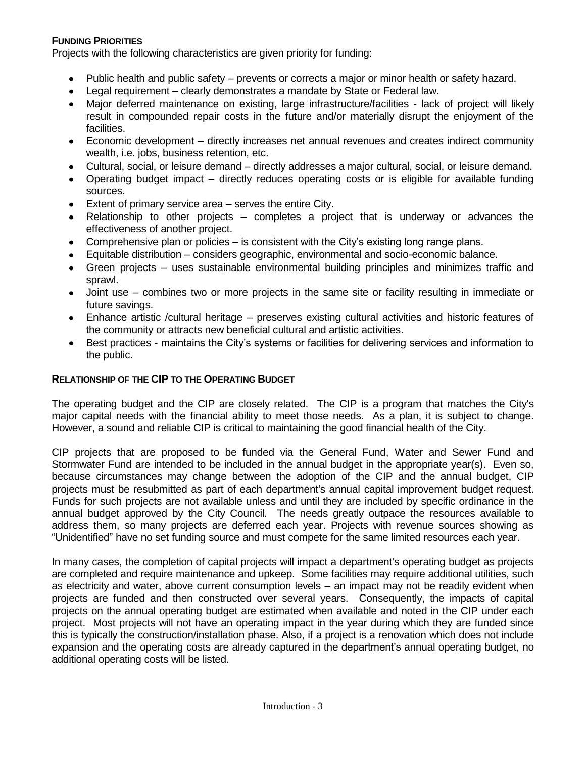## Funding Priorities

Projects with the following characteristics are given priority for funding:

- Public health and public safety – prevents or corrects a major or minor health or safety hazard.
- Legal requirement – clearly demonstrates a mandate by State or Federal law.
- Major deferred maintenance on existing, large infrastructure/facilities - lack of project will likely result in compounded repair costs in the future and/or materially disrupt the enjoyment of the facilities.
- Economic development – directly increases net annual revenues and creates indirect community wealth, i.e. jobs, business retention, etc.
- Cultural, social, or leisure demand – directly addresses a major cultural, social, or leisure demand.
- Operating budget impact – directly reduces operating costs or is eligible for available funding sources.
- Extent of primary service area – serves the entire City.
- Relationship to other projects – completes a project that is underway or advances the effectiveness of another project.
- Comprehensive plan or policies – is consistent with the City's existing long range plans.
- Equitable distribution – considers geographic, environmental and socio-economic balance.
- Green projects – uses sustainable environmental building principles and minimizes traffic and sprawl.
- Joint use – combines two or more projects in the same site or facility resulting in immediate or future savings.
- Enhance artistic /cultural heritage – preserves existing cultural activities and historic features of the community or attracts new beneficial cultural and artistic activities.
- Best practices - maintains the City's systems or facilities for delivering services and information to the public.

## Relationship of the CIP to the Operating Budget

The operating budget and the CIP are closely related. The CIP is a program that matches the City's major capital needs with the financial ability to meet those needs. As a plan, it is subject to change. However, a sound and reliable CIP is critical to maintaining the good financial health of the City.

CIP projects that are proposed to be funded via the General Fund, Water and Sewer Fund and Stormwater Fund are intended to be included in the annual budget in the appropriate year(s). Even so, because circumstances may change between the adoption of the CIP and the annual budget, CIP projects must be resubmitted as part of each department's annual capital improvement budget request. Funds for such projects are not available unless and until they are included by specific ordinance in the annual budget approved by the City Council. The needs greatly outpace the resources available to address them, so many projects are deferred each year. Projects with revenue sources showing as "Unidentified" have no set funding source and must compete for the same limited resources each year.

In many cases, the completion of capital projects will impact a department's operating budget as projects are completed and require maintenance and upkeep. Some facilities may require additional utilities, such as electricity and water, above current consumption levels – an impact may not be readily evident when projects are funded and then constructed over several years. Consequently, the impacts of capital projects on the annual operating budget are estimated when available and noted in the CIP under each project. Most projects will not have an operating impact in the year during which they are funded since this is typically the construction/installation phase. Also, if a project is a renovation which does not include expansion and the operating costs are already captured in the department's annual operating budget, no additional operating costs will be listed.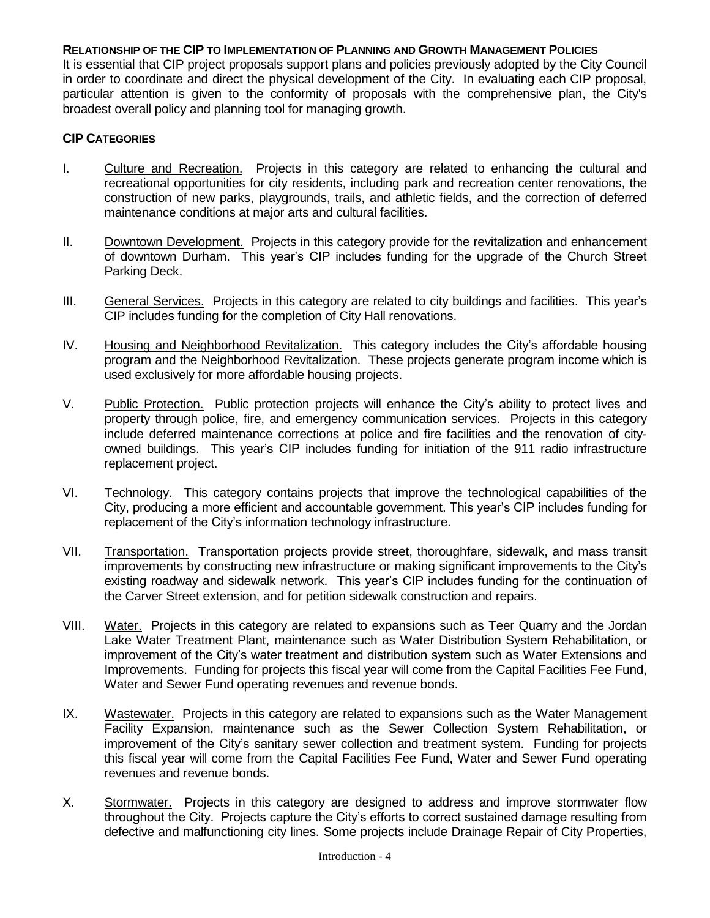**RELATIONSHIP OF THE CIP TO IMPLEMENTATION OF PLANNING AND GROWTH MANAGEMENT POLICIES**

It is essential that CIP project proposals support plans and policies previously adopted by the City Council in order to coordinate and direct the physical development of the City. In evaluating each CIP proposal, particular attention is given to the conformity of proposals with the comprehensive plan, the City's broadest overall policy and planning tool for managing growth.

**CIP CATEGORIES**

I. Culture and Recreation. Projects in this category are related to enhancing the cultural and recreational opportunities for city residents, including park and recreation center renovations, the construction of new parks, playgrounds, trails, and athletic fields, and the correction of deferred maintenance conditions at major arts and cultural facilities.

II. Downtown Development. Projects in this category provide for the revitalization and enhancement of downtown Durham. This year's CIP includes funding for the upgrade of the Church Street Parking Deck.

III. General Services. Projects in this category are related to city buildings and facilities. This year's CIP includes funding for the completion of City Hall renovations.

IV. Housing and Neighborhood Revitalization. This category includes the City's affordable housing program and the Neighborhood Revitalization. These projects generate program income which is used exclusively for more affordable housing projects.

V. Public Protection. Public protection projects will enhance the City's ability to protect lives and property through police, fire, and emergency communication services. Projects in this category include deferred maintenance corrections at police and fire facilities and the renovation of city-owned buildings. This year's CIP includes funding for initiation of the 911 radio infrastructure replacement project.

VI. Technology. This category contains projects that improve the technological capabilities of the City, producing a more efficient and accountable government. This year's CIP includes funding for replacement of the City's information technology infrastructure.

VII. Transportation. Transportation projects provide street, thoroughfare, sidewalk, and mass transit improvements by constructing new infrastructure or making significant improvements to the City's existing roadway and sidewalk network. This year's CIP includes funding for the continuation of the Carver Street extension, and for petition sidewalk construction and repairs.

VIII. Water. Projects in this category are related to expansions such as Teer Quarry and the Jordan Lake Water Treatment Plant, maintenance such as Water Distribution System Rehabilitation, or improvement of the City's water treatment and distribution system such as Water Extensions and Improvements. Funding for projects this fiscal year will come from the Capital Facilities Fee Fund, Water and Sewer Fund operating revenues and revenue bonds.

IX. Wastewater. Projects in this category are related to expansions such as the Water Management Facility Expansion, maintenance such as the Sewer Collection System Rehabilitation, or improvement of the City's sanitary sewer collection and treatment system. Funding for projects this fiscal year will come from the Capital Facilities Fee Fund, Water and Sewer Fund operating revenues and revenue bonds.

X. Stormwater. Projects in this category are designed to address and improve stormwater flow throughout the City. Projects capture the City's efforts to correct sustained damage resulting from defective and malfunctioning city lines. Some projects include Drainage Repair of City Properties,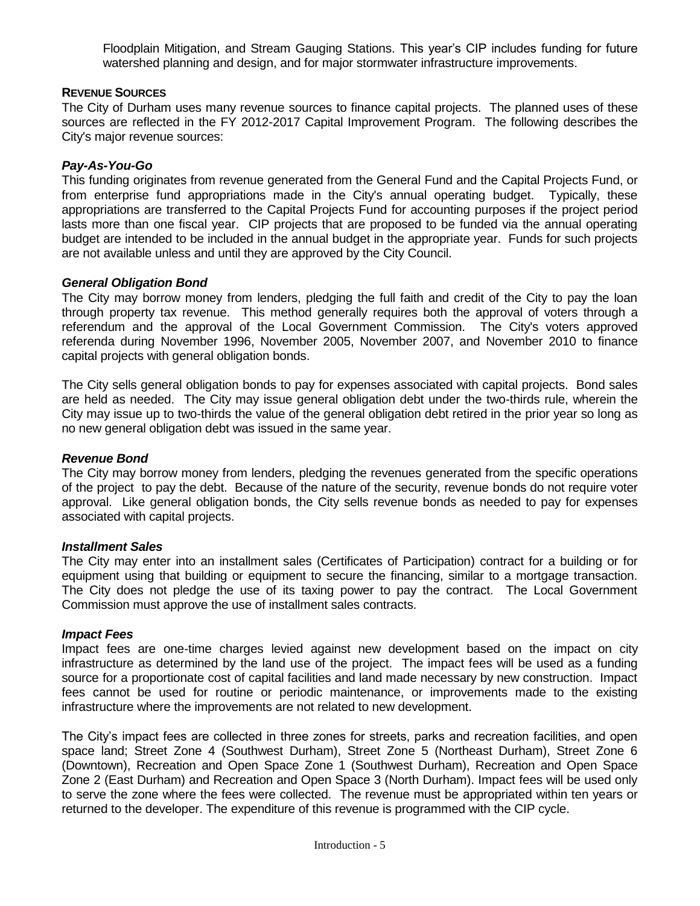Floodplain Mitigation, and Stream Gauging Stations. This year's CIP includes funding for future watershed planning and design, and for major stormwater infrastructure improvements.

## REVENUE SOURCES

The City of Durham uses many revenue sources to finance capital projects. The planned uses of these sources are reflected in the FY 2012-2017 Capital Improvement Program. The following describes the City's major revenue sources:

### *Pay-As-You-Go*

This funding originates from revenue generated from the General Fund and the Capital Projects Fund, or from enterprise fund appropriations made in the City's annual operating budget. Typically, these appropriations are transferred to the Capital Projects Fund for accounting purposes if the project period lasts more than one fiscal year. CIP projects that are proposed to be funded via the annual operating budget are intended to be included in the annual budget in the appropriate year. Funds for such projects are not available unless and until they are approved by the City Council.

### *General Obligation Bond*

The City may borrow money from lenders, pledging the full faith and credit of the City to pay the loan through property tax revenue. This method generally requires both the approval of voters through a referendum and the approval of the Local Government Commission. The City's voters approved referenda during November 1996, November 2005, November 2007, and November 2010 to finance capital projects with general obligation bonds.

The City sells general obligation bonds to pay for expenses associated with capital projects. Bond sales are held as needed. The City may issue general obligation debt under the two-thirds rule, wherein the City may issue up to two-thirds the value of the general obligation debt retired in the prior year so long as no new general obligation debt was issued in the same year.

### *Revenue Bond*

The City may borrow money from lenders, pledging the revenues generated from the specific operations of the project to pay the debt. Because of the nature of the security, revenue bonds do not require voter approval. Like general obligation bonds, the City sells revenue bonds as needed to pay for expenses associated with capital projects.

### *Installment Sales*

The City may enter into an installment sales (Certificates of Participation) contract for a building or for equipment using that building or equipment to secure the financing, similar to a mortgage transaction. The City does not pledge the use of its taxing power to pay the contract. The Local Government Commission must approve the use of installment sales contracts.

### *Impact Fees*

Impact fees are one-time charges levied against new development based on the impact on city infrastructure as determined by the land use of the project. The impact fees will be used as a funding source for a proportionate cost of capital facilities and land made necessary by new construction. Impact fees cannot be used for routine or periodic maintenance, or improvements made to the existing infrastructure where the improvements are not related to new development.

The City's impact fees are collected in three zones for streets, parks and recreation facilities, and open space land; Street Zone 4 (Southwest Durham), Street Zone 5 (Northeast Durham), Street Zone 6 (Downtown), Recreation and Open Space Zone 1 (Southwest Durham), Recreation and Open Space Zone 2 (East Durham) and Recreation and Open Space 3 (North Durham). Impact fees will be used only to serve the zone where the fees were collected. The revenue must be appropriated within ten years or returned to the developer. The expenditure of this revenue is programmed with the CIP cycle.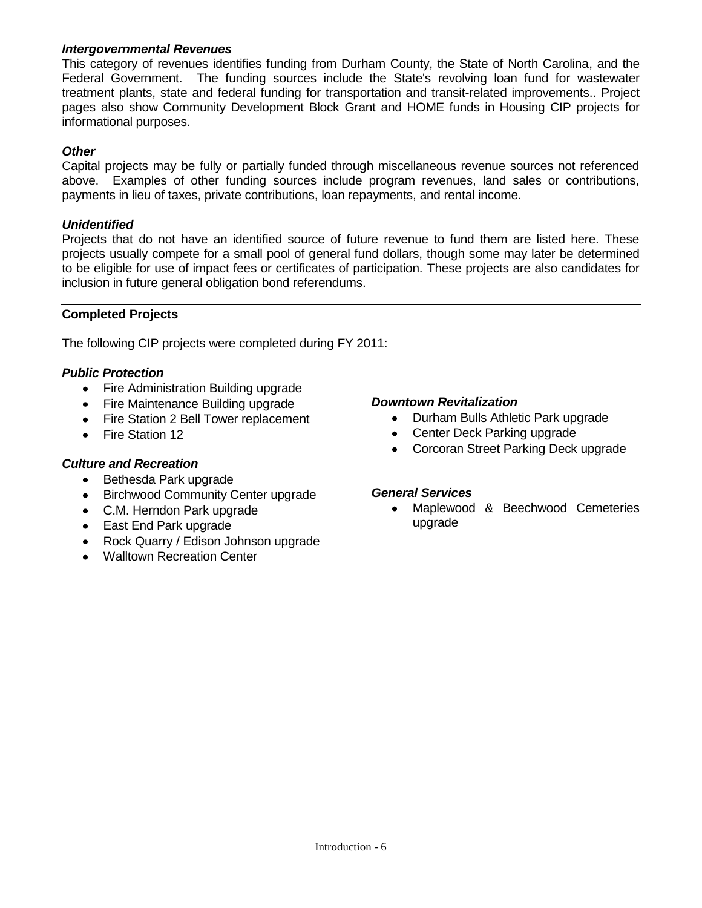### *Intergovernmental Revenues*

This category of revenues identifies funding from Durham County, the State of North Carolina, and the Federal Government. The funding sources include the State's revolving loan fund for wastewater treatment plants, state and federal funding for transportation and transit-related improvements.. Project pages also show Community Development Block Grant and HOME funds in Housing CIP projects for informational purposes.

### *Other*

Capital projects may be fully or partially funded through miscellaneous revenue sources not referenced above. Examples of other funding sources include program revenues, land sales or contributions, payments in lieu of taxes, private contributions, loan repayments, and rental income.

### *Unidentified*

Projects that do not have an identified source of future revenue to fund them are listed here. These projects usually compete for a small pool of general fund dollars, though some may later be determined to be eligible for use of impact fees or certificates of participation. These projects are also candidates for inclusion in future general obligation bond referendums.

---

## Completed Projects

The following CIP projects were completed during FY 2011:

### *Public Protection*

- Fire Administration Building upgrade
- Fire Maintenance Building upgrade
- Fire Station 2 Bell Tower replacement
- Fire Station 12

### *Culture and Recreation*

- Bethesda Park upgrade
- Birchwood Community Center upgrade
- C.M. Herndon Park upgrade
- East End Park upgrade
- Rock Quarry / Edison Johnson upgrade
- Walltown Recreation Center

### *Downtown Revitalization*

- Durham Bulls Athletic Park upgrade
- Center Deck Parking upgrade
- Corcoran Street Parking Deck upgrade

### *General Services*

- Maplewood & Beechwood Cemeteries upgrade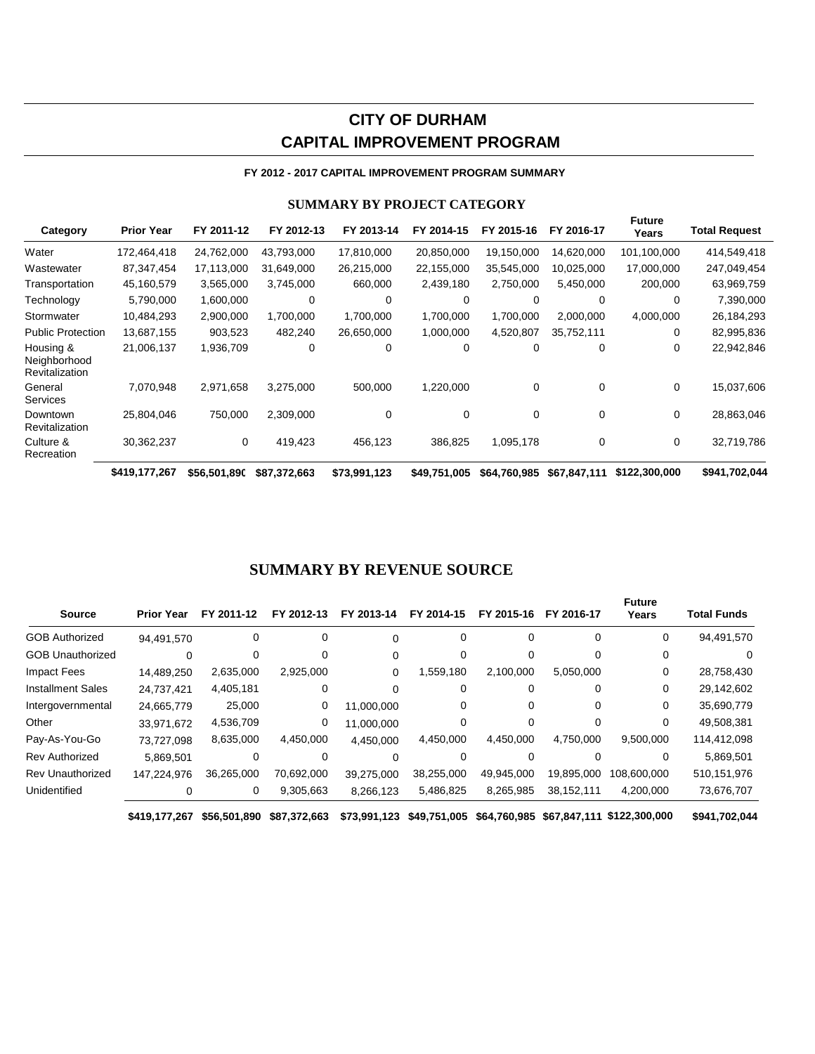# CITY OF DURHAM
# CAPITAL IMPROVEMENT PROGRAM

### FY 2012 - 2017 CAPITAL IMPROVEMENT PROGRAM SUMMARY

## SUMMARY BY PROJECT CATEGORY

| Category | Prior Year | FY 2011-12 | FY 2012-13 | FY 2013-14 | FY 2014-15 | FY 2015-16 | FY 2016-17 | Future Years | Total Request |
|---|---|---|---|---|---|---|---|---|---|
| Water | 172,464,418 | 24,762,000 | 43,793,000 | 17,810,000 | 20,850,000 | 19,150,000 | 14,620,000 | 101,100,000 | 414,549,418 |
| Wastewater | 87,347,454 | 17,113,000 | 31,649,000 | 26,215,000 | 22,155,000 | 35,545,000 | 10,025,000 | 17,000,000 | 247,049,454 |
| Transportation | 45,160,579 | 3,565,000 | 3,745,000 | 660,000 | 2,439,180 | 2,750,000 | 5,450,000 | 200,000 | 63,969,759 |
| Technology | 5,790,000 | 1,600,000 | 0 | 0 | 0 | 0 | 0 | 0 | 7,390,000 |
| Stormwater | 10,484,293 | 2,900,000 | 1,700,000 | 1,700,000 | 1,700,000 | 1,700,000 | 2,000,000 | 4,000,000 | 26,184,293 |
| Public Protection | 13,687,155 | 903,523 | 482,240 | 26,650,000 | 1,000,000 | 4,520,807 | 35,752,111 | 0 | 82,995,836 |
| Housing & Neighborhood Revitalization | 21,006,137 | 1,936,709 | 0 | 0 | 0 | 0 | 0 | 0 | 22,942,846 |
| General Services | 7,070,948 | 2,971,658 | 3,275,000 | 500,000 | 1,220,000 | 0 | 0 | 0 | 15,037,606 |
| Downtown Revitalization | 25,804,046 | 750,000 | 2,309,000 | 0 | 0 | 0 | 0 | 0 | 28,863,046 |
| Culture & Recreation | 30,362,237 | 0 | 419,423 | 456,123 | 386,825 | 1,095,178 | 0 | 0 | 32,719,786 |
| | **$419,177,267** | **$56,501,890** | **$87,372,663** | **$73,991,123** | **$49,751,005** | **$64,760,985** | **$67,847,111** | **$122,300,000** | **$941,702,044** |

## SUMMARY BY REVENUE SOURCE

| Source | Prior Year | FY 2011-12 | FY 2012-13 | FY 2013-14 | FY 2014-15 | FY 2015-16 | FY 2016-17 | Future Years | Total Funds |
|---|---|---|---|---|---|---|---|---|---|
| GOB Authorized | 94,491,570 | 0 | 0 | 0 | 0 | 0 | 0 | 0 | 94,491,570 |
| GOB Unauthorized | 0 | 0 | 0 | 0 | 0 | 0 | 0 | 0 | 0 |
| Impact Fees | 14,489,250 | 2,635,000 | 2,925,000 | 0 | 1,559,180 | 2,100,000 | 5,050,000 | 0 | 28,758,430 |
| Installment Sales | 24,737,421 | 4,405,181 | 0 | 0 | 0 | 0 | 0 | 0 | 29,142,602 |
| Intergovernmental | 24,665,779 | 25,000 | 0 | 11,000,000 | 0 | 0 | 0 | 0 | 35,690,779 |
| Other | 33,971,672 | 4,536,709 | 0 | 11,000,000 | 0 | 0 | 0 | 0 | 49,508,381 |
| Pay-As-You-Go | 73,727,098 | 8,635,000 | 4,450,000 | 4,450,000 | 4,450,000 | 4,450,000 | 4,750,000 | 9,500,000 | 114,412,098 |
| Rev Authorized | 5,869,501 | 0 | 0 | 0 | 0 | 0 | 0 | 0 | 5,869,501 |
| Rev Unauthorized | 147,224,976 | 36,265,000 | 70,692,000 | 39,275,000 | 38,255,000 | 49,945,000 | 19,895,000 | 108,600,000 | 510,151,976 |
| Unidentified | 0 | 0 | 9,305,663 | 8,266,123 | 5,486,825 | 8,265,985 | 38,152,111 | 4,200,000 | 73,676,707 |
| | **$419,177,267** | **$56,501,890** | **$87,372,663** | **$73,991,123** | **$49,751,005** | **$64,760,985** | **$67,847,111** | **$122,300,000** | **$941,702,044** |